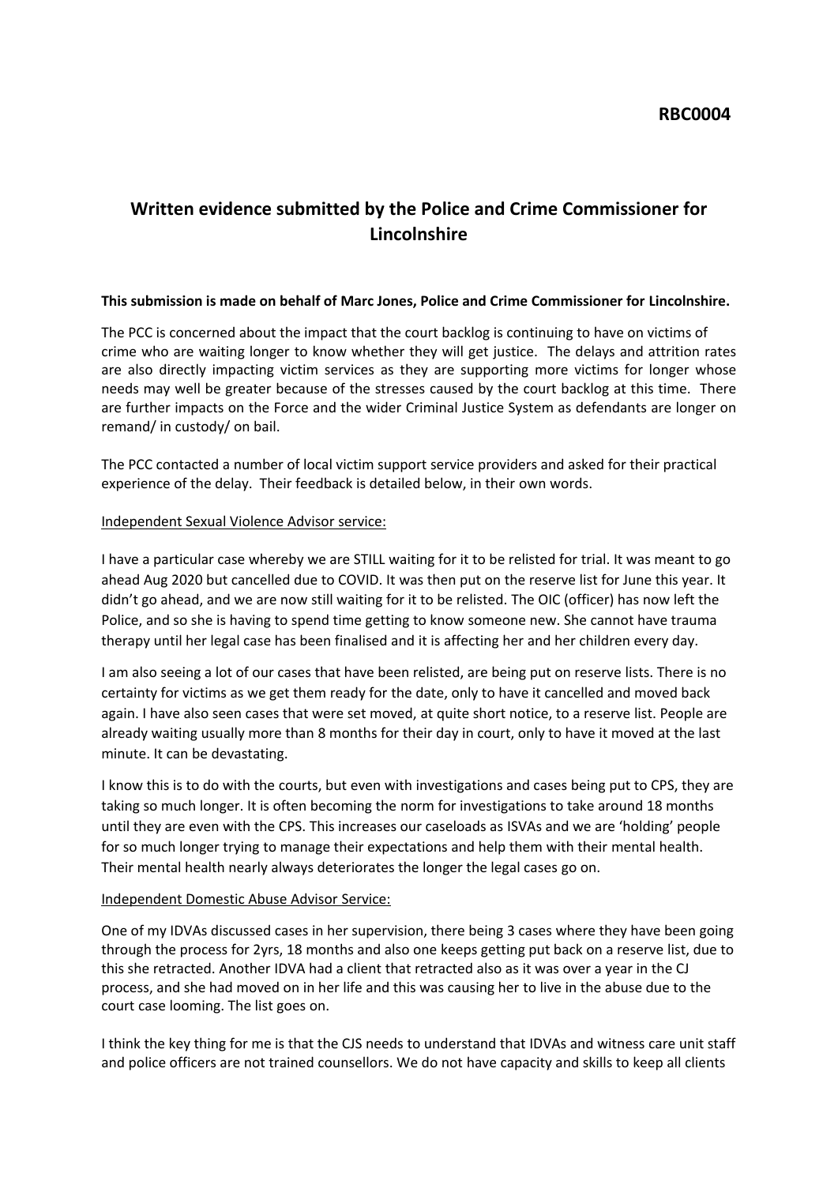**RBC0004**

## Written evidence submitted by the Police and Crime Commissioner for Lincolnshire

**This submission is made on behalf of Marc Jones, Police and Crime Commissioner for Lincolnshire.**

The PCC is concerned about the impact that the court backlog is continuing to have on victims of crime who are waiting longer to know whether they will get justice. The delays and attrition rates are also directly impacting victim services as they are supporting more victims for longer whose needs may well be greater because of the stresses caused by the court backlog at this time. There are further impacts on the Force and the wider Criminal Justice System as defendants are longer on remand/ in custody/ on bail.

The PCC contacted a number of local victim support service providers and asked for their practical experience of the delay. Their feedback is detailed below, in their own words.

<u>Independent Sexual Violence Advisor service:</u>

I have a particular case whereby we are STILL waiting for it to be relisted for trial. It was meant to go ahead Aug 2020 but cancelled due to COVID. It was then put on the reserve list for June this year. It didn't go ahead, and we are now still waiting for it to be relisted. The OIC (officer) has now left the Police, and so she is having to spend time getting to know someone new. She cannot have trauma therapy until her legal case has been finalised and it is affecting her and her children every day.

I am also seeing a lot of our cases that have been relisted, are being put on reserve lists. There is no certainty for victims as we get them ready for the date, only to have it cancelled and moved back again. I have also seen cases that were set moved, at quite short notice, to a reserve list. People are already waiting usually more than 8 months for their day in court, only to have it moved at the last minute. It can be devastating.

I know this is to do with the courts, but even with investigations and cases being put to CPS, they are taking so much longer. It is often becoming the norm for investigations to take around 18 months until they are even with the CPS. This increases our caseloads as ISVAs and we are 'holding' people for so much longer trying to manage their expectations and help them with their mental health. Their mental health nearly always deteriorates the longer the legal cases go on.

<u>Independent Domestic Abuse Advisor Service:</u>

One of my IDVAs discussed cases in her supervision, there being 3 cases where they have been going through the process for 2yrs, 18 months and also one keeps getting put back on a reserve list, due to this she retracted. Another IDVA had a client that retracted also as it was over a year in the CJ process, and she had moved on in her life and this was causing her to live in the abuse due to the court case looming. The list goes on.

I think the key thing for me is that the CJS needs to understand that IDVAs and witness care unit staff and police officers are not trained counsellors. We do not have capacity and skills to keep all clients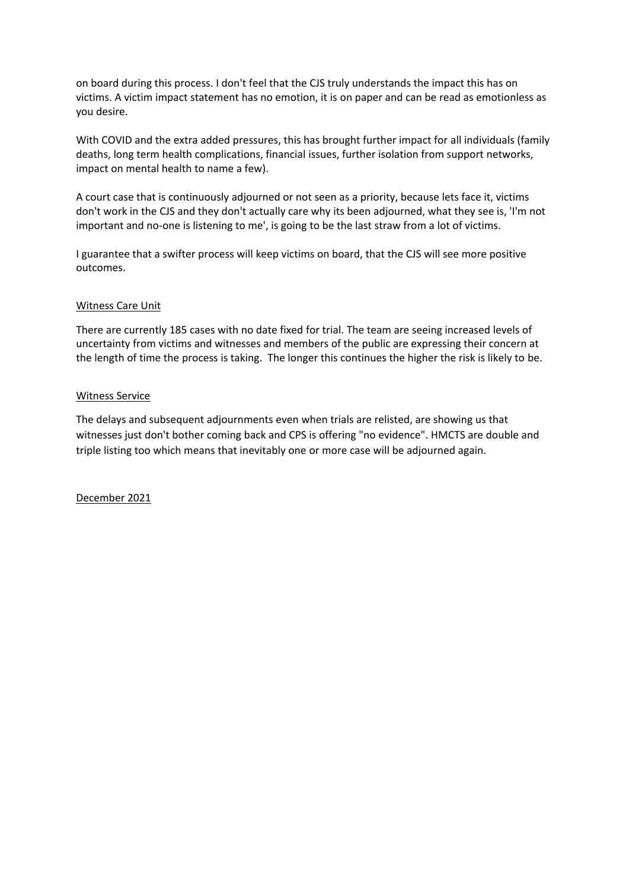on board during this process. I don't feel that the CJS truly understands the impact this has on victims. A victim impact statement has no emotion, it is on paper and can be read as emotionless as you desire.

With COVID and the extra added pressures, this has brought further impact for all individuals (family deaths, long term health complications, financial issues, further isolation from support networks, impact on mental health to name a few).

A court case that is continuously adjourned or not seen as a priority, because lets face it, victims don't work in the CJS and they don't actually care why its been adjourned, what they see is, 'I'm not important and no-one is listening to me', is going to be the last straw from a lot of victims.

I guarantee that a swifter process will keep victims on board, that the CJS will see more positive outcomes.

<u>Witness Care Unit</u>

There are currently 185 cases with no date fixed for trial. The team are seeing increased levels of uncertainty from victims and witnesses and members of the public are expressing their concern at the length of time the process is taking. The longer this continues the higher the risk is likely to be.

<u>Witness Service</u>

The delays and subsequent adjournments even when trials are relisted, are showing us that witnesses just don't bother coming back and CPS is offering "no evidence". HMCTS are double and triple listing too which means that inevitably one or more case will be adjourned again.

<u>December 2021</u>